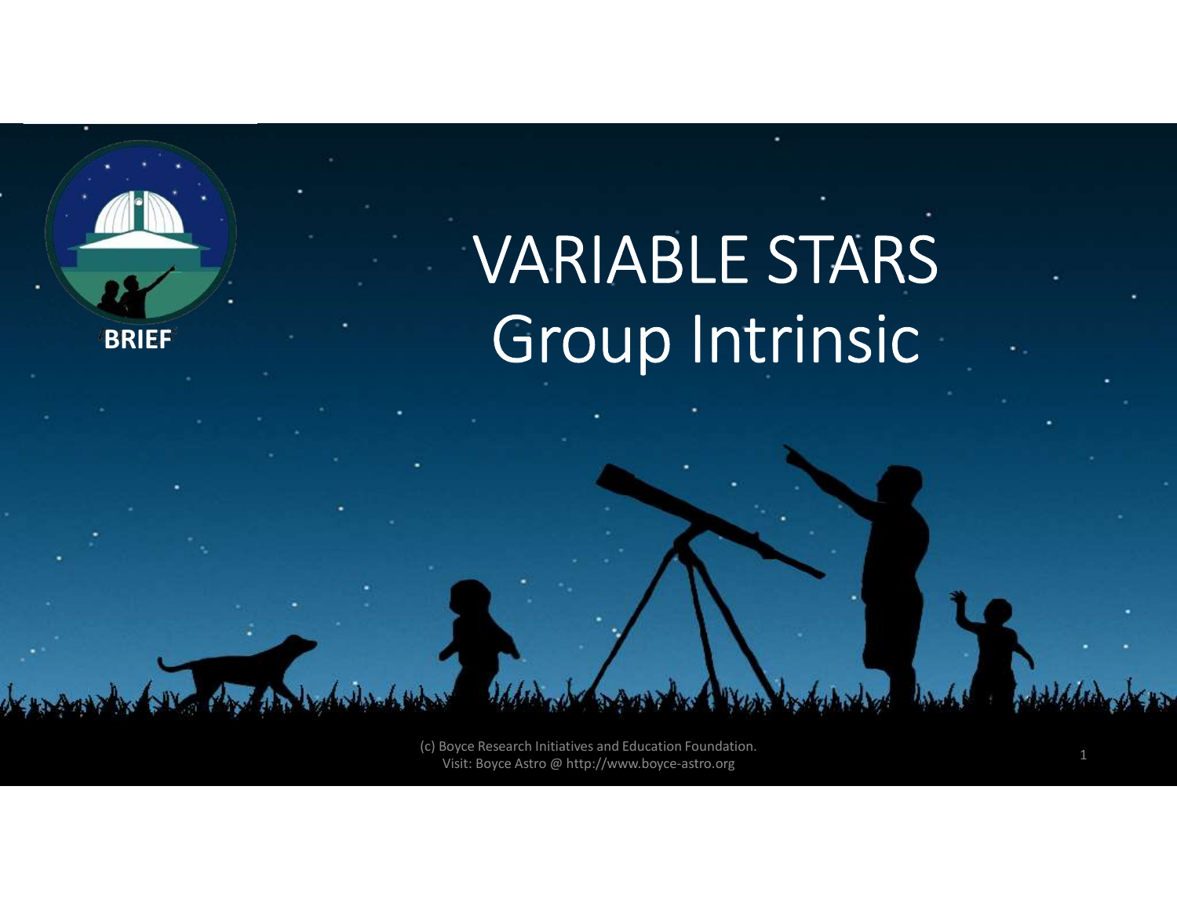BRIEF

# VARIABLE STARS
## Group Intrinsic

(c) Boyce Research Initiatives and Education Foundation.
Visit: Boyce Astro @ http://www.boyce-astro.org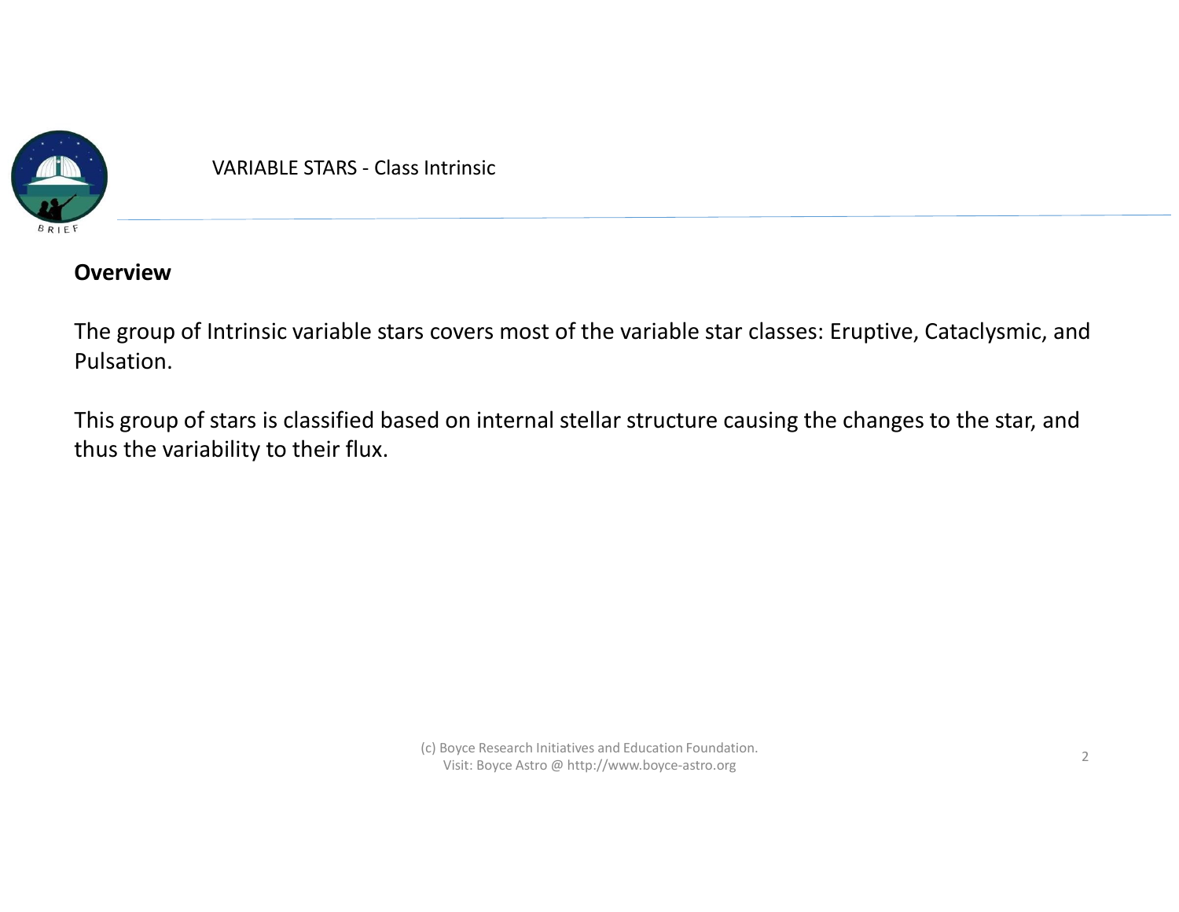VARIABLE STARS - Class Intrinsic

## Overview

The group of Intrinsic variable stars covers most of the variable star classes: Eruptive, Cataclysmic, and Pulsation.

This group of stars is classified based on internal stellar structure causing the changes to the star, and thus the variability to their flux.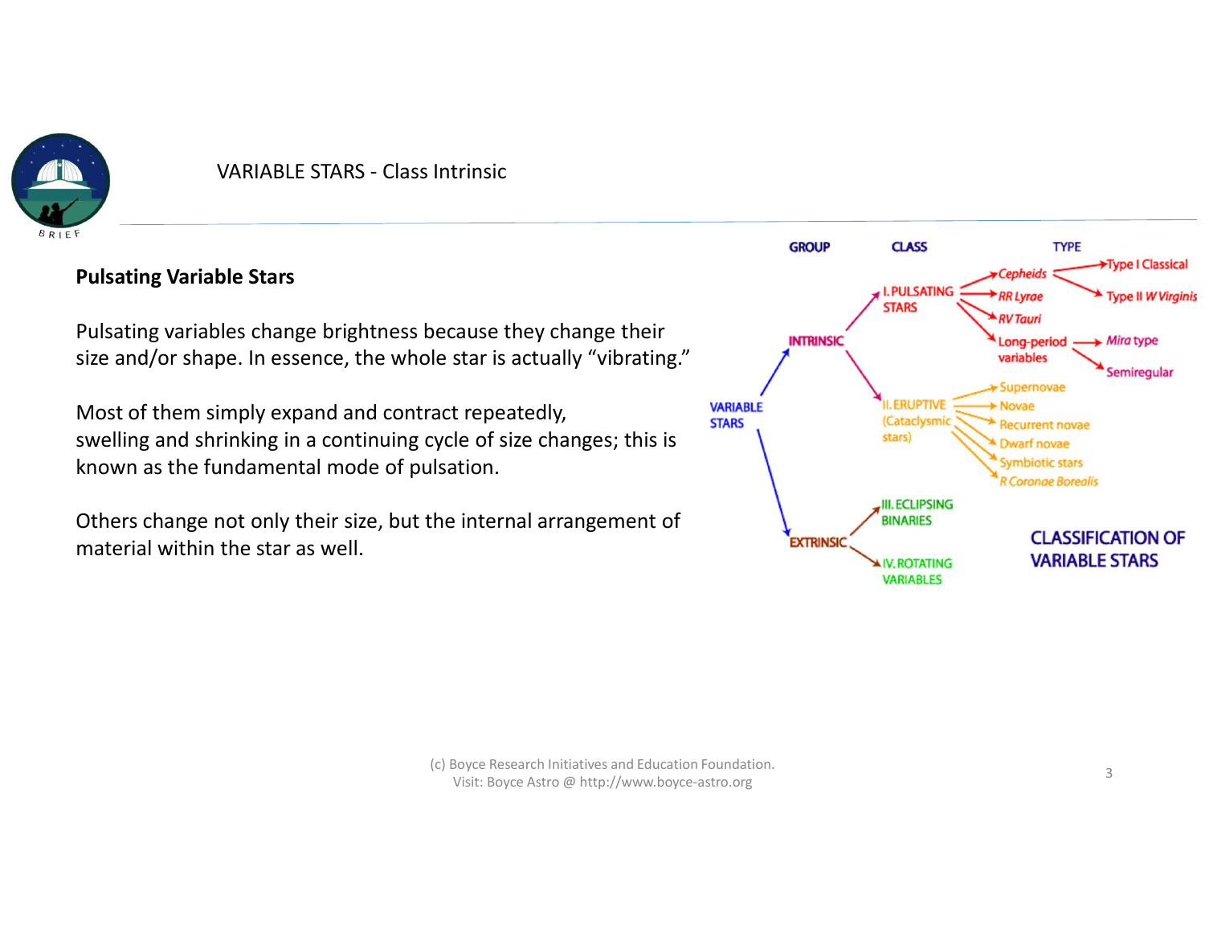VARIABLE STARS - Class Intrinsic

**Pulsating Variable Stars**

Pulsating variables change brightness because they change their size and/or shape. In essence, the whole star is actually "vibrating."

Most of them simply expand and contract repeatedly, swelling and shrinking in a continuing cycle of size changes; this is known as the fundamental mode of pulsation.

Others change not only their size, but the internal arrangement of material within the star as well.

GROUP | CLASS | TYPE

- VARIABLE STARS
  - INTRINSIC
    - I. PULSATING STARS
      - *Cepheids*
        - Type I Classical
        - Type II *W Virginis*
      - *RR Lyrae*
      - *RV Tauri*
      - Long-period variables
        - *Mira* type
        - Semiregular
    - II. ERUPTIVE (Cataclysmic stars)
      - Supernovae
      - Novae
      - Recurrent novae
      - Dwarf novae
      - Symbiotic stars
      - *R Coronae Borealis*
  - EXTRINSIC
    - III. ECLIPSING BINARIES
    - IV. ROTATING VARIABLES

CLASSIFICATION OF VARIABLE STARS

(c) Boyce Research Initiatives and Education Foundation.
Visit: Boyce Astro @ http://www.boyce-astro.org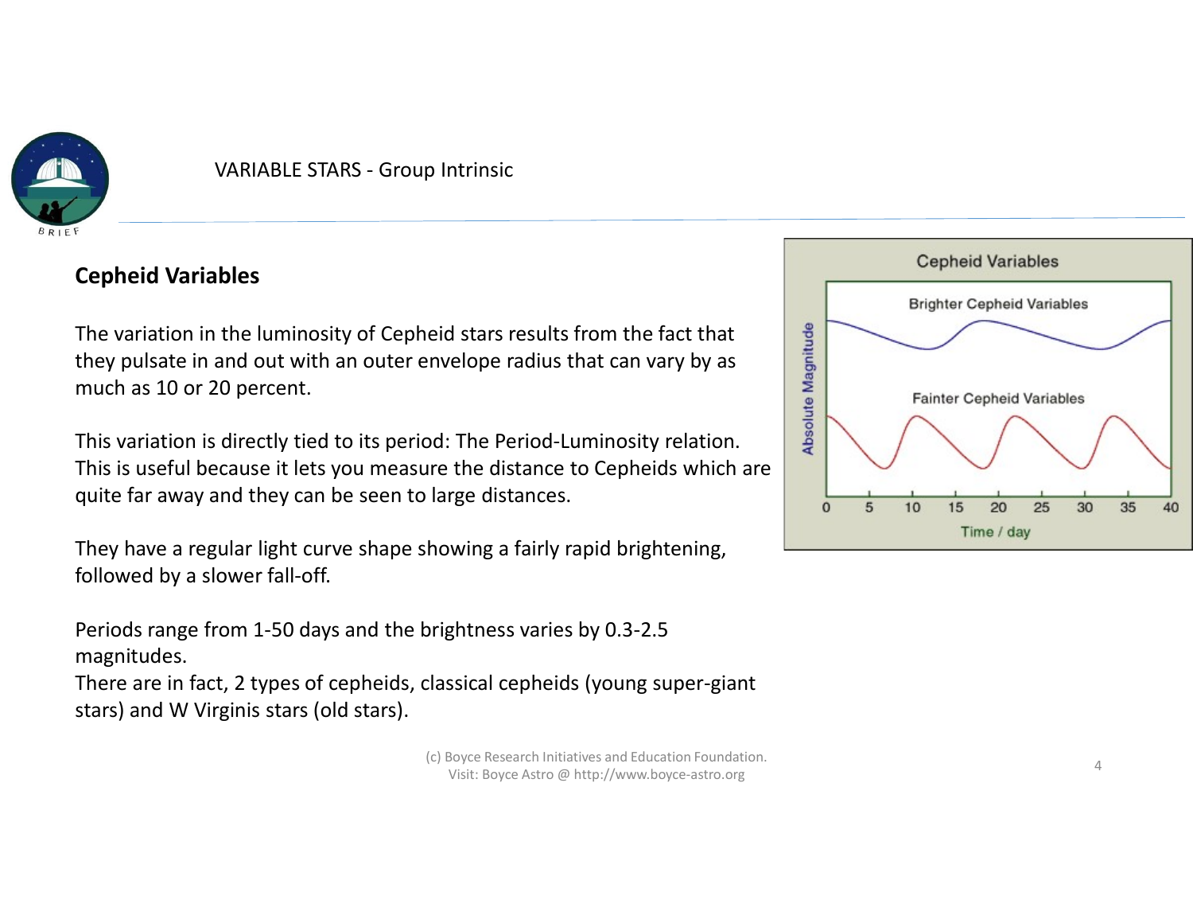VARIABLE STARS - Group Intrinsic

## Cepheid Variables

The variation in the luminosity of Cepheid stars results from the fact that they pulsate in and out with an outer envelope radius that can vary by as much as 10 or 20 percent.

This variation is directly tied to its period: The Period-Luminosity relation. This is useful because it lets you measure the distance to Cepheids which are quite far away and they can be seen to large distances.

They have a regular light curve shape showing a fairly rapid brightening, followed by a slower fall-off.

Periods range from 1-50 days and the brightness varies by 0.3-2.5 magnitudes.
There are in fact, 2 types of cepheids, classical cepheids (young super-giant stars) and W Virginis stars (old stars).

Cepheid Variables

Brighter Cepheid Variables

Fainter Cepheid Variables

Absolute Magnitude

0 5 10 15 20 25 30 35 40

Time / day

(c) Boyce Research Initiatives and Education Foundation.
Visit: Boyce Astro @ http://www.boyce-astro.org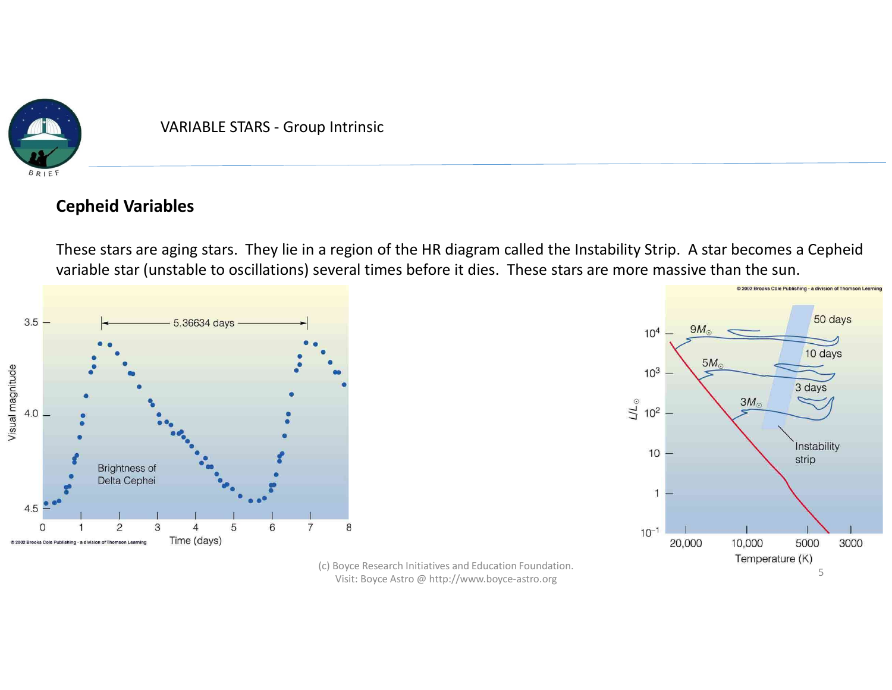VARIABLE STARS - Group Intrinsic

## Cepheid Variables

These stars are aging stars. They lie in a region of the HR diagram called the Instability Strip. A star becomes a Cepheid variable star (unstable to oscillations) several times before it dies. These stars are more massive than the sun.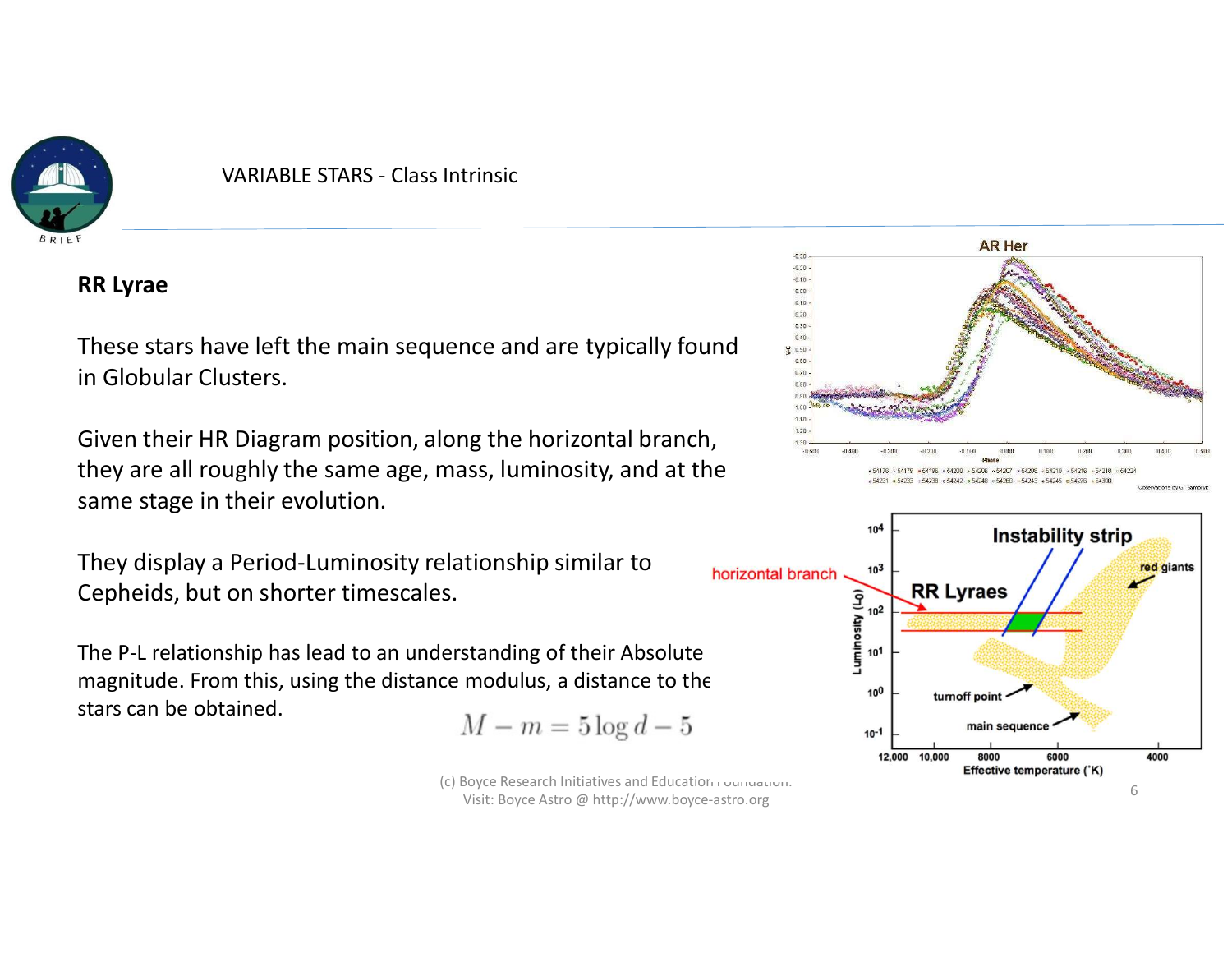## RR Lyrae

These stars have left the main sequence and are typically found in Globular Clusters.

Given their HR Diagram position, along the horizontal branch, they are all roughly the same age, mass, luminosity, and at the same stage in their evolution.

They display a Period-Luminosity relationship similar to Cepheids, but on shorter timescales.

The P-L relationship has lead to an understanding of their Absolute magnitude. From this, using the distance modulus, a distance to the stars can be obtained.

$$M - m = 5 \log d - 5$$

(c) Boyce Research Initiatives and Education Foundation.
Visit: Boyce Astro @ http://www.boyce-astro.org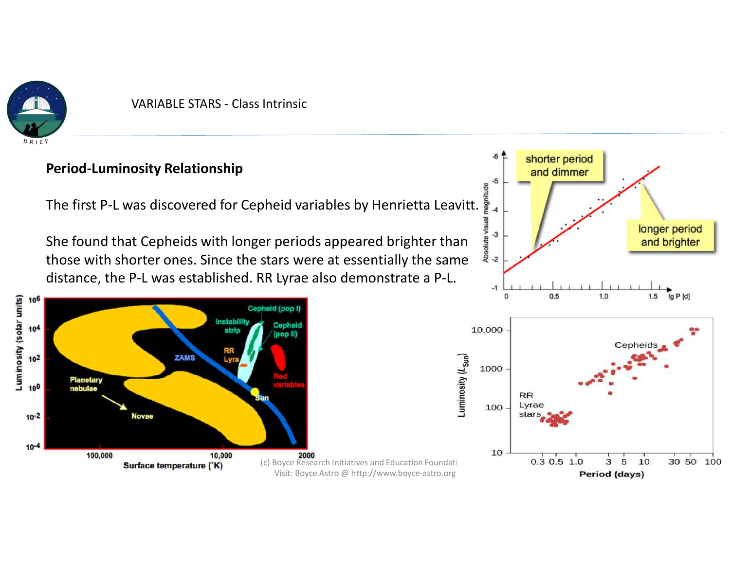VARIABLE STARS - Class Intrinsic

## Period-Luminosity Relationship

The first P-L was discovered for Cepheid variables by Henrietta Leavitt.

She found that Cepheids with longer periods appeared brighter than those with shorter ones. Since the stars were at essentially the same distance, the P-L was established. RR Lyrae also demonstrate a P-L.

(c) Boyce Research Initiatives and Education Foundati
Visit: Boyce Astro @ http://www.boyce-astro.org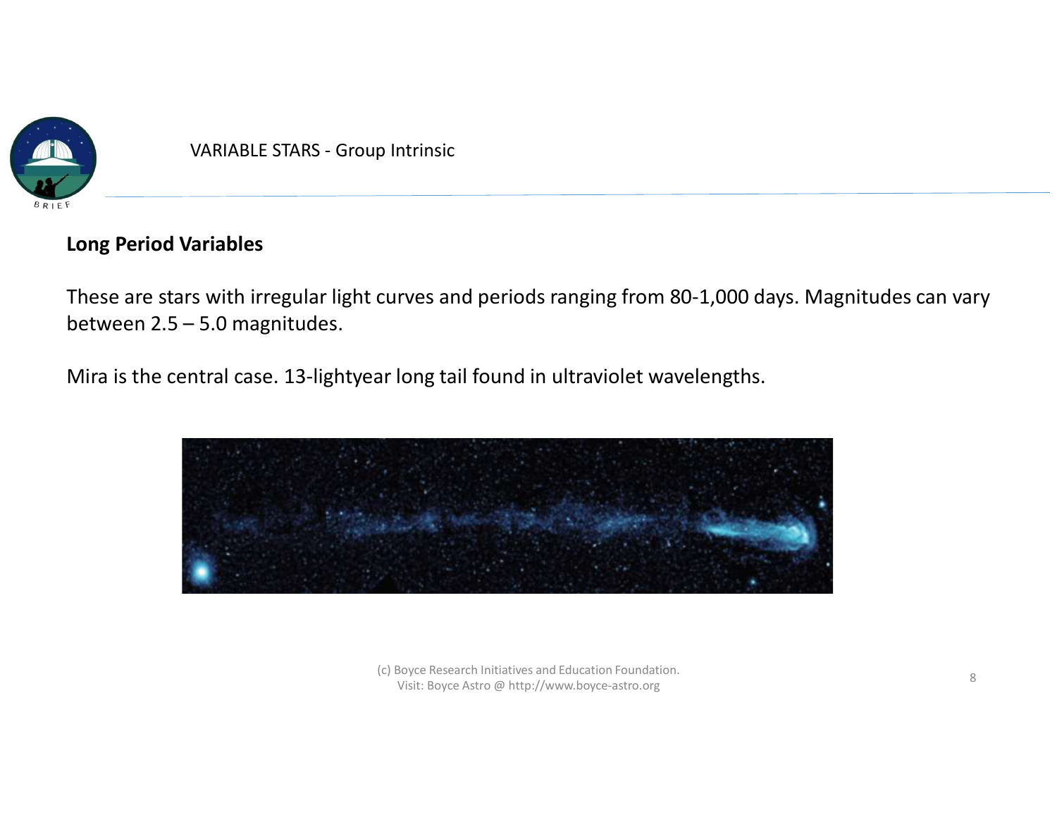VARIABLE STARS - Group Intrinsic

**Long Period Variables**

These are stars with irregular light curves and periods ranging from 80-1,000 days. Magnitudes can vary between 2.5 – 5.0 magnitudes.

Mira is the central case. 13-lightyear long tail found in ultraviolet wavelengths.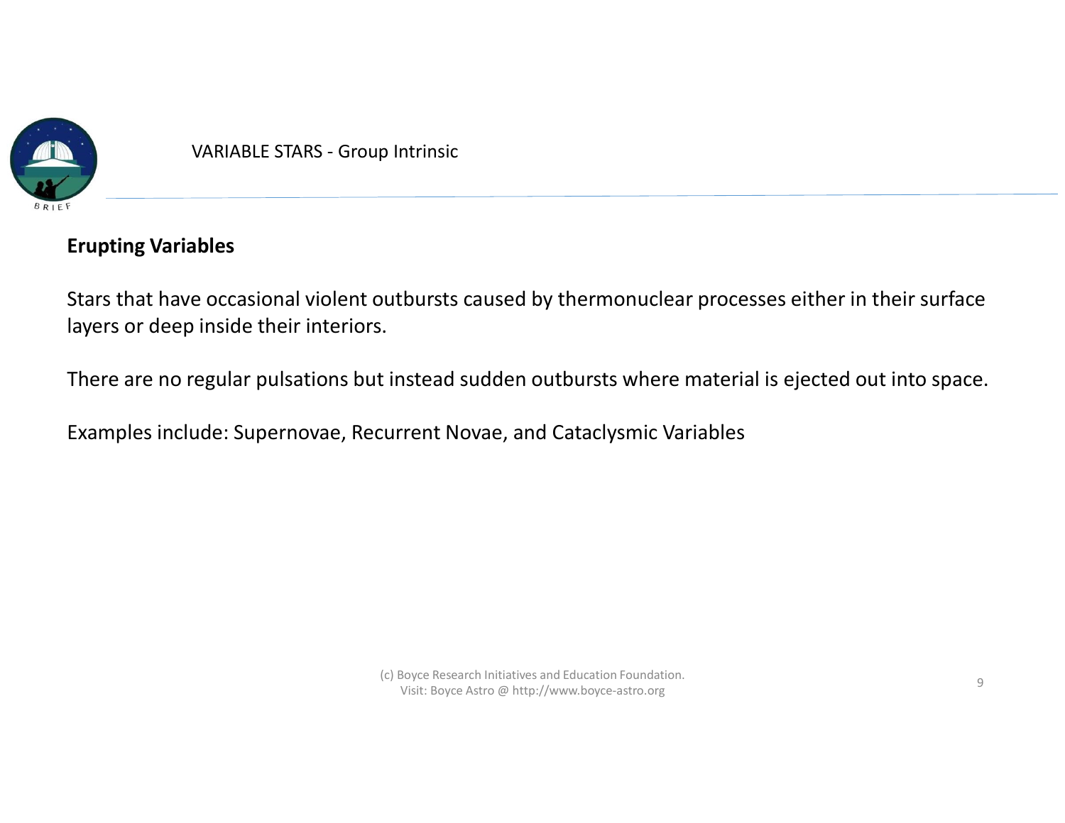VARIABLE STARS - Group Intrinsic

## Erupting Variables

Stars that have occasional violent outbursts caused by thermonuclear processes either in their surface layers or deep inside their interiors.

There are no regular pulsations but instead sudden outbursts where material is ejected out into space.

Examples include: Supernovae, Recurrent Novae, and Cataclysmic Variables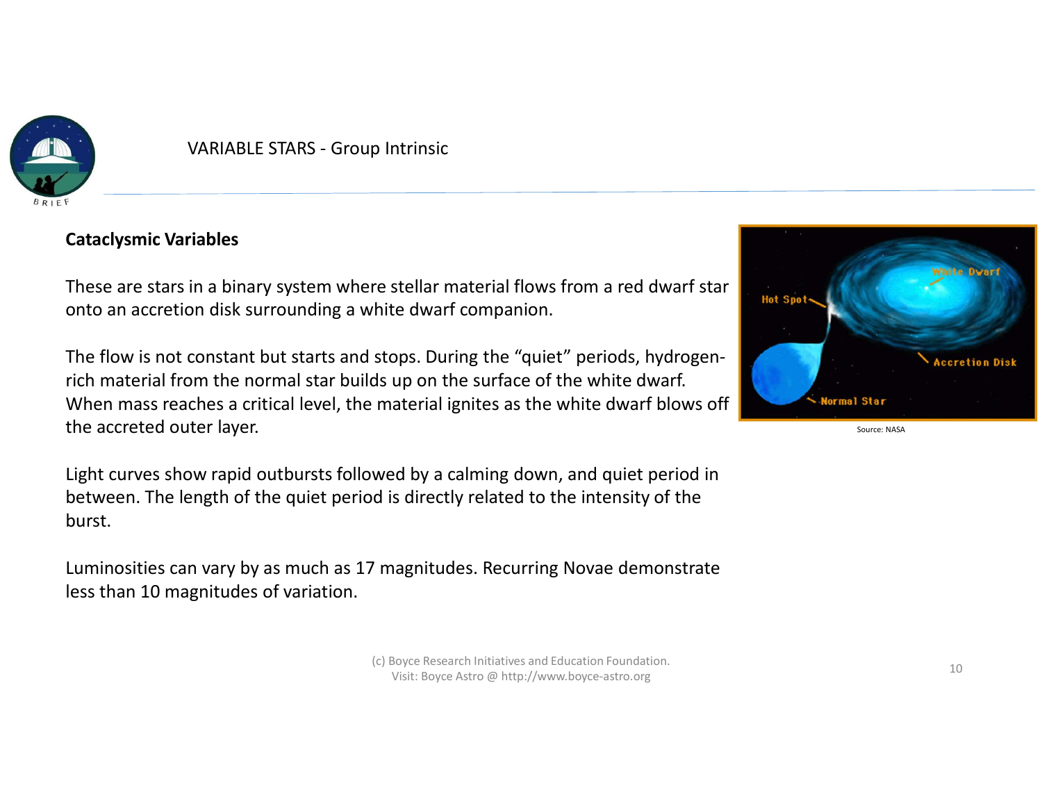VARIABLE STARS - Group Intrinsic

## Cataclysmic Variables

These are stars in a binary system where stellar material flows from a red dwarf star onto an accretion disk surrounding a white dwarf companion.

The flow is not constant but starts and stops. During the "quiet" periods, hydrogen-rich material from the normal star builds up on the surface of the white dwarf. When mass reaches a critical level, the material ignites as the white dwarf blows off the accreted outer layer.

Light curves show rapid outbursts followed by a calming down, and quiet period in between. The length of the quiet period is directly related to the intensity of the burst.

Luminosities can vary by as much as 17 magnitudes. Recurring Novae demonstrate less than 10 magnitudes of variation.

Source: NASA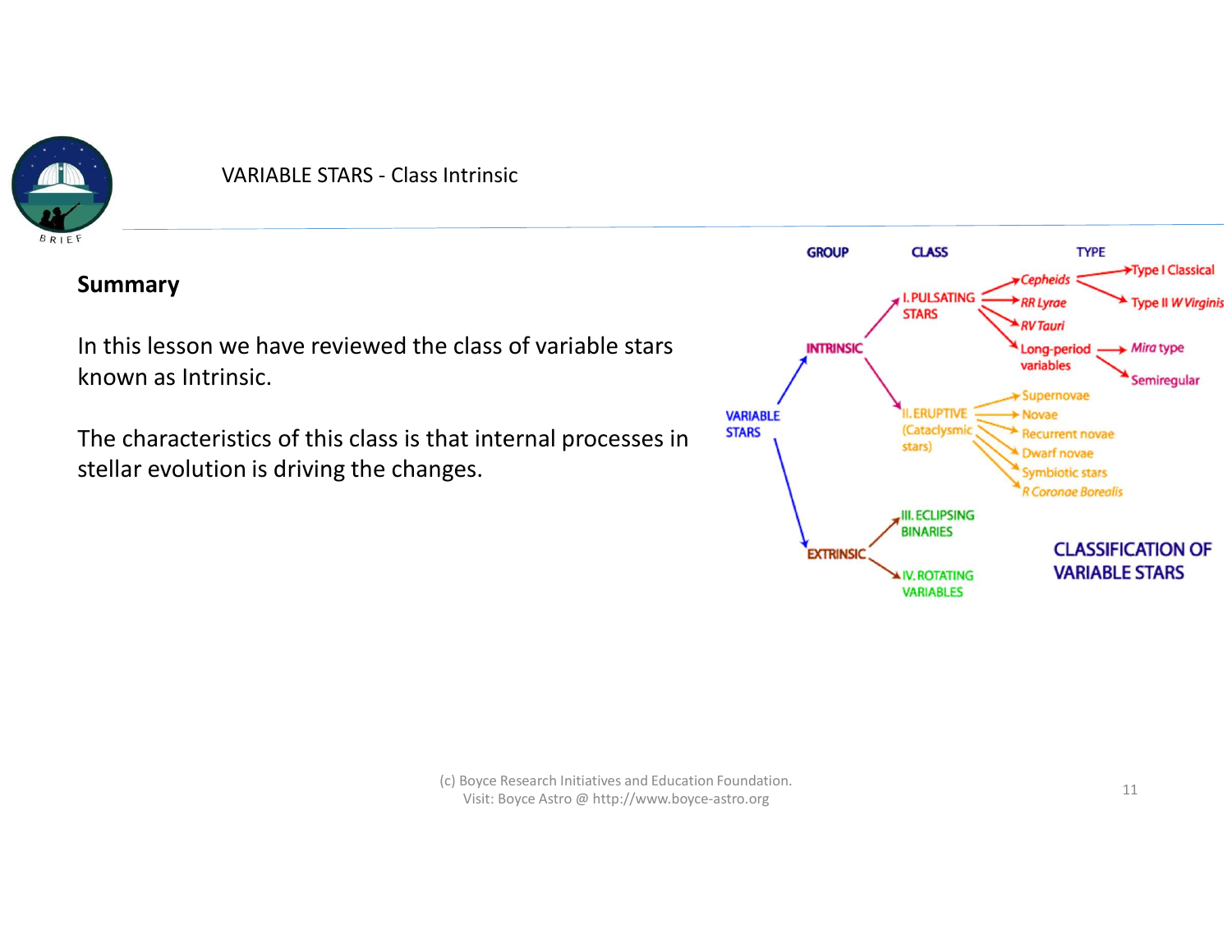VARIABLE STARS - Class Intrinsic

## Summary

In this lesson we have reviewed the class of variable stars known as Intrinsic.

The characteristics of this class is that internal processes in stellar evolution is driving the changes.

GROUP | CLASS | TYPE

- VARIABLE STARS
  - INTRINSIC
    - I. PULSATING STARS
      - *Cepheids*
        - Type I Classical
        - Type II *W Virginis*
      - *RR Lyrae*
      - *RV Tauri*
      - Long-period variables
        - *Mira* type
        - Semiregular
    - II. ERUPTIVE (Cataclysmic stars)
      - Supernovae
      - Novae
      - Recurrent novae
      - Dwarf novae
      - Symbiotic stars
      - *R Coronae Borealis*
  - EXTRINSIC
    - III. ECLIPSING BINARIES
    - IV. ROTATING VARIABLES

CLASSIFICATION OF VARIABLE STARS

(c) Boyce Research Initiatives and Education Foundation.
Visit: Boyce Astro @ http://www.boyce-astro.org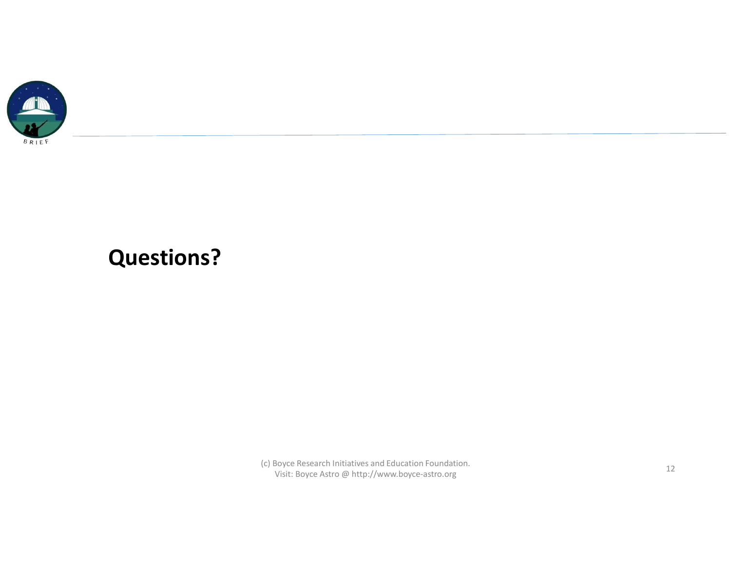**Questions?**